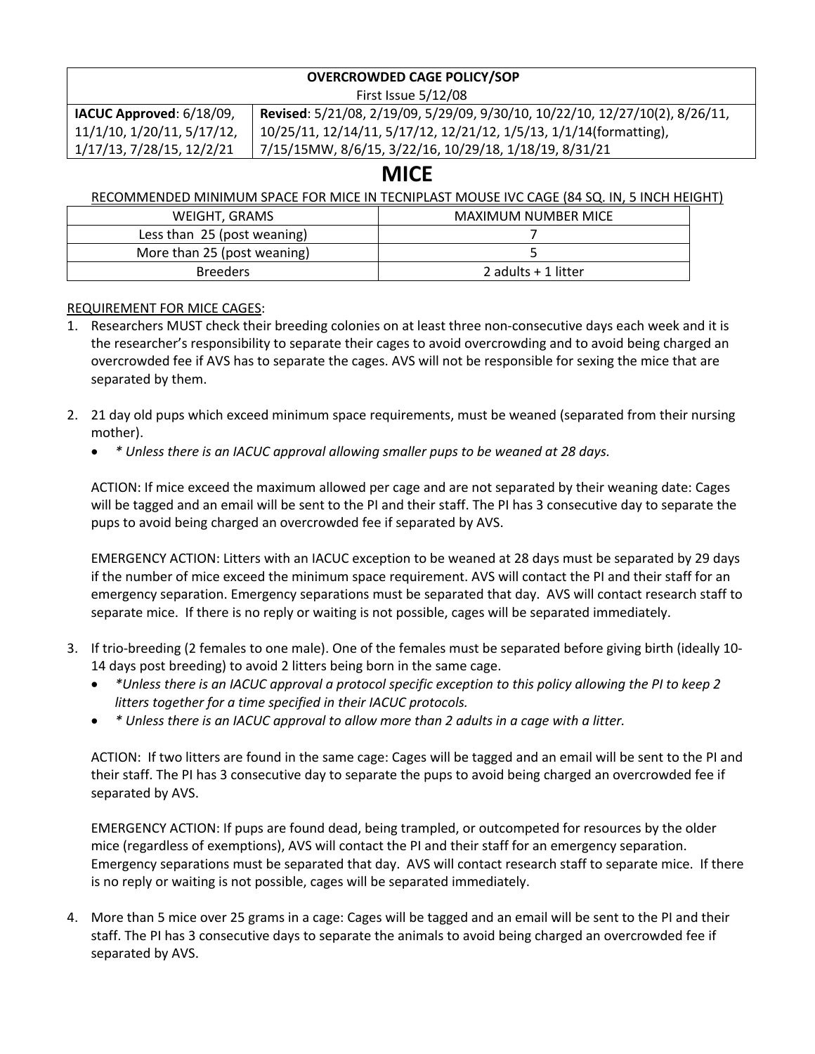| **OVERCROWDED CAGE POLICY/SOP**<br>First Issue 5/12/08 | |
|---|---|
| **IACUC Approved**: 6/18/09, 11/1/10, 1/20/11, 5/17/12, 1/17/13, 7/28/15, 12/2/21 | **Revised**: 5/21/08, 2/19/09, 5/29/09, 9/30/10, 10/22/10, 12/27/10(2), 8/26/11, 10/25/11, 12/14/11, 5/17/12, 12/21/12, 1/5/13, 1/1/14(formatting), 7/15/15MW, 8/6/15, 3/22/16, 10/29/18, 1/18/19, 8/31/21 |

# MICE

RECOMMENDED MINIMUM SPACE FOR MICE IN TECNIPLAST MOUSE IVC CAGE (84 SQ. IN, 5 INCH HEIGHT)

| WEIGHT, GRAMS | MAXIMUM NUMBER MICE |
|---|---|
| Less than 25 (post weaning) | 7 |
| More than 25 (post weaning) | 5 |
| Breeders | 2 adults + 1 litter |

REQUIREMENT FOR MICE CAGES:

1. Researchers MUST check their breeding colonies on at least three non-consecutive days each week and it is the researcher's responsibility to separate their cages to avoid overcrowding and to avoid being charged an overcrowded fee if AVS has to separate the cages. AVS will not be responsible for sexing the mice that are separated by them.

2. 21 day old pups which exceed minimum space requirements, must be weaned (separated from their nursing mother).
   - *\* Unless there is an IACUC approval allowing smaller pups to be weaned at 28 days.*

   ACTION: If mice exceed the maximum allowed per cage and are not separated by their weaning date: Cages will be tagged and an email will be sent to the PI and their staff. The PI has 3 consecutive day to separate the pups to avoid being charged an overcrowded fee if separated by AVS.

   EMERGENCY ACTION: Litters with an IACUC exception to be weaned at 28 days must be separated by 29 days if the number of mice exceed the minimum space requirement. AVS will contact the PI and their staff for an emergency separation. Emergency separations must be separated that day. AVS will contact research staff to separate mice. If there is no reply or waiting is not possible, cages will be separated immediately.

3. If trio-breeding (2 females to one male). One of the females must be separated before giving birth (ideally 10-14 days post breeding) to avoid 2 litters being born in the same cage.
   - *\*Unless there is an IACUC approval a protocol specific exception to this policy allowing the PI to keep 2 litters together for a time specified in their IACUC protocols.*
   - *\* Unless there is an IACUC approval to allow more than 2 adults in a cage with a litter.*

   ACTION: If two litters are found in the same cage: Cages will be tagged and an email will be sent to the PI and their staff. The PI has 3 consecutive day to separate the pups to avoid being charged an overcrowded fee if separated by AVS.

   EMERGENCY ACTION: If pups are found dead, being trampled, or outcompeted for resources by the older mice (regardless of exemptions), AVS will contact the PI and their staff for an emergency separation. Emergency separations must be separated that day. AVS will contact research staff to separate mice. If there is no reply or waiting is not possible, cages will be separated immediately.

4. More than 5 mice over 25 grams in a cage: Cages will be tagged and an email will be sent to the PI and their staff. The PI has 3 consecutive days to separate the animals to avoid being charged an overcrowded fee if separated by AVS.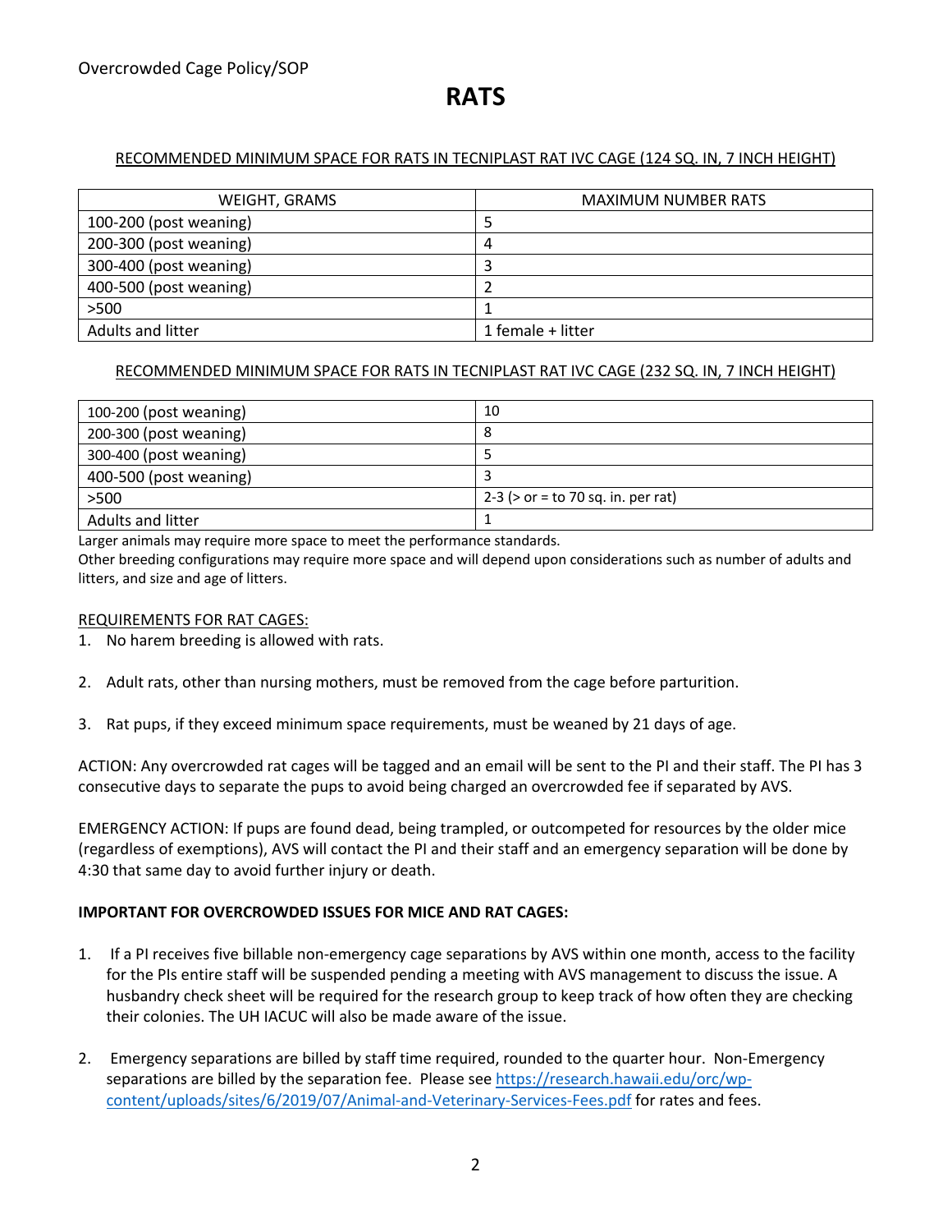Overcrowded Cage Policy/SOP

# RATS

RECOMMENDED MINIMUM SPACE FOR RATS IN TECNIPLAST RAT IVC CAGE (124 SQ. IN, 7 INCH HEIGHT)

| WEIGHT, GRAMS | MAXIMUM NUMBER RATS |
|---|---|
| 100-200 (post weaning) | 5 |
| 200-300 (post weaning) | 4 |
| 300-400 (post weaning) | 3 |
| 400-500 (post weaning) | 2 |
| >500 | 1 |
| Adults and litter | 1 female + litter |

RECOMMENDED MINIMUM SPACE FOR RATS IN TECNIPLAST RAT IVC CAGE (232 SQ. IN, 7 INCH HEIGHT)

| | |
|---|---|
| 100-200 (post weaning) | 10 |
| 200-300 (post weaning) | 8 |
| 300-400 (post weaning) | 5 |
| 400-500 (post weaning) | 3 |
| >500 | 2-3 (> or = to 70 sq. in. per rat) |
| Adults and litter | 1 |

Larger animals may require more space to meet the performance standards.
Other breeding configurations may require more space and will depend upon considerations such as number of adults and litters, and size and age of litters.

REQUIREMENTS FOR RAT CAGES:

1. No harem breeding is allowed with rats.
2. Adult rats, other than nursing mothers, must be removed from the cage before parturition.
3. Rat pups, if they exceed minimum space requirements, must be weaned by 21 days of age.

ACTION: Any overcrowded rat cages will be tagged and an email will be sent to the PI and their staff. The PI has 3 consecutive days to separate the pups to avoid being charged an overcrowded fee if separated by AVS.

EMERGENCY ACTION: If pups are found dead, being trampled, or outcompeted for resources by the older mice (regardless of exemptions), AVS will contact the PI and their staff and an emergency separation will be done by 4:30 that same day to avoid further injury or death.

**IMPORTANT FOR OVERCROWDED ISSUES FOR MICE AND RAT CAGES:**

1. If a PI receives five billable non-emergency cage separations by AVS within one month, access to the facility for the PIs entire staff will be suspended pending a meeting with AVS management to discuss the issue. A husbandry check sheet will be required for the research group to keep track of how often they are checking their colonies. The UH IACUC will also be made aware of the issue.
2. Emergency separations are billed by staff time required, rounded to the quarter hour. Non-Emergency separations are billed by the separation fee. Please see https://research.hawaii.edu/orc/wp-content/uploads/sites/6/2019/07/Animal-and-Veterinary-Services-Fees.pdf for rates and fees.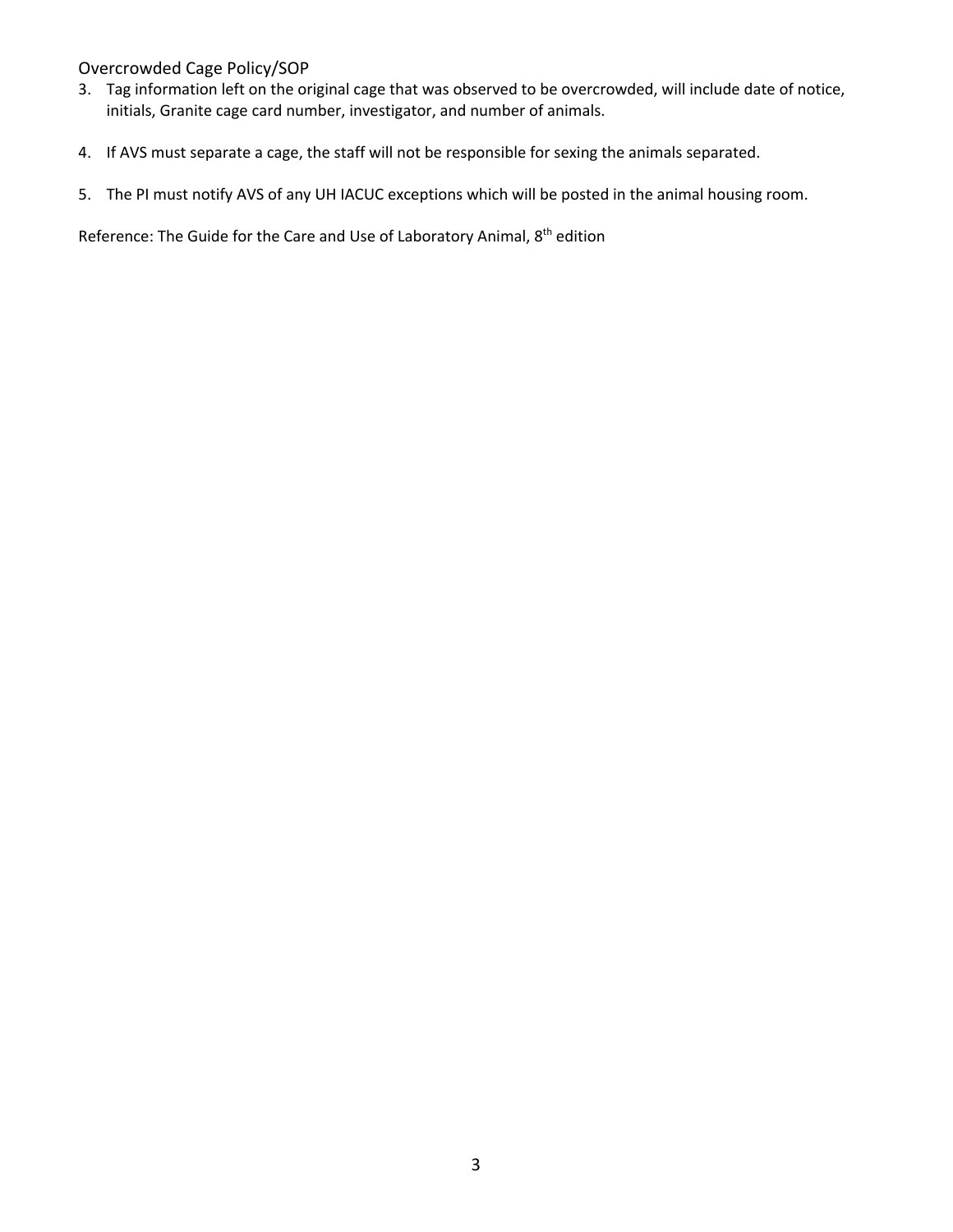Overcrowded Cage Policy/SOP

3. Tag information left on the original cage that was observed to be overcrowded, will include date of notice, initials, Granite cage card number, investigator, and number of animals.

4. If AVS must separate a cage, the staff will not be responsible for sexing the animals separated.

5. The PI must notify AVS of any UH IACUC exceptions which will be posted in the animal housing room.

Reference: The Guide for the Care and Use of Laboratory Animal, 8th edition